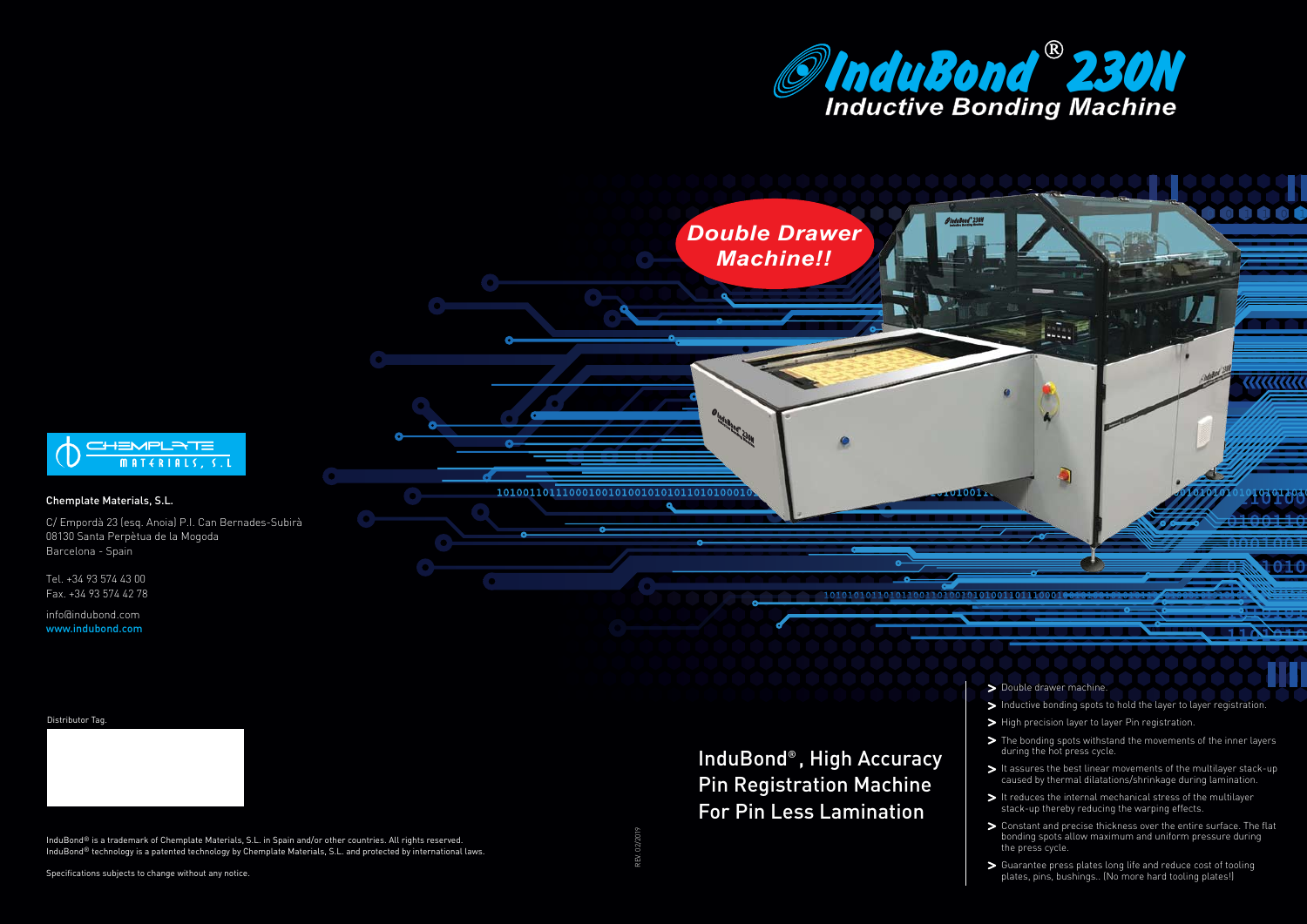# InduBond® 230N

## Inductive Bonding Machine

**Double Drawer Machine!!**

CHEMPLATE MATERIALS, S.L.

Chemplate Materials, S.L.

C/ Empordà 23 (esq. Anoia) P.I. Can Bernades-Subirà
08130 Santa Perpètua de la Mogoda
Barcelona - Spain

Tel. +34 93 574 43 00
Fax. +34 93 574 42 78

info@indubond.com
www.indubond.com

Distributor Tag.

## InduBond®, High Accuracy Pin Registration Machine For Pin Less Lamination

- Double drawer machine.
- Inductive bonding spots to hold the layer to layer registration.
- High precision layer to layer Pin registration.
- The bonding spots withstand the movements of the inner layers during the hot press cycle.
- It assures the best linear movements of the multilayer stack-up caused by thermal dilatations/shrinkage during lamination.
- It reduces the internal mechanical stress of the multilayer stack-up thereby reducing the warping effects.
- Constant and precise thickness over the entire surface. The flat bonding spots allow maximum and uniform pressure during the press cycle.
- Guarantee press plates long life and reduce cost of tooling plates, pins, bushings.. (No more hard tooling plates!)

InduBond® is a trademark of Chemplate Materials, S.L. in Spain and/or other countries. All rights reserved.
InduBond® technology is a patented technology by Chemplate Materials, S.L. and protected by international laws.

Specifications subjects to change without any notice.

REV. 02/2019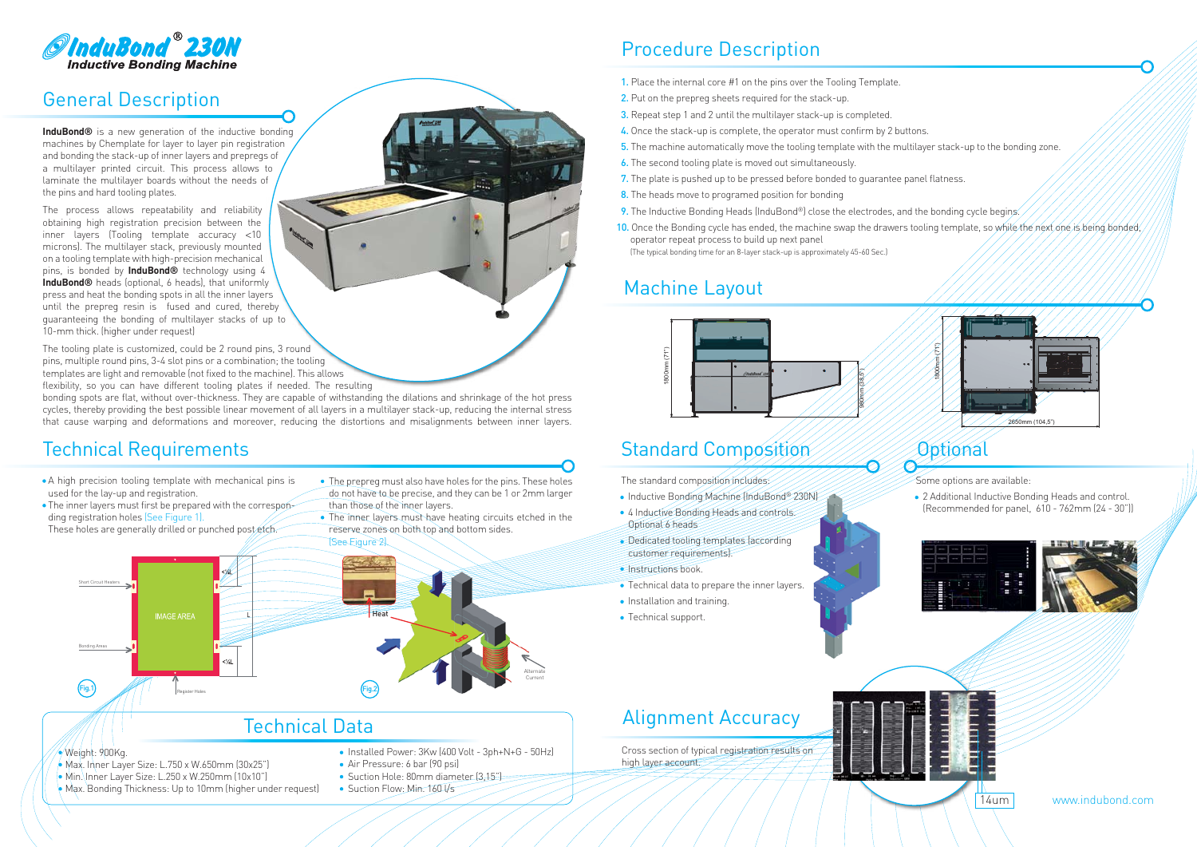# InduBond® 230N

**Inductive Bonding Machine**

## General Description

**InduBond®** is a new generation of the inductive bonding machines by Chemplate for layer to layer pin registration and bonding the stack-up of inner layers and prepregs of a multilayer printed circuit. This process allows to laminate the multilayer boards without the needs of the pins and hard tooling plates.

The process allows repeatability and reliability obtaining high registration precision between the inner layers (Tooling template accuracy <10 microns). The multilayer stack, previously mounted on a tooling template with high-precision mechanical pins, is bonded by **InduBond®** technology using 4 **InduBond®** heads (optional, 6 heads), that uniformly press and heat the bonding spots in all the inner layers until the prepreg resin is fused and cured, thereby guaranteeing the bonding of multilayer stacks of up to 10-mm thick. (higher under request)

The tooling plate is customized, could be 2 round pins, 3 round pins, multiple round pins, 3-4 slot pins or a combination; the tooling templates are light and removable (not fixed to the machine). This allows flexibility, so you can have different tooling plates if needed. The resulting bonding spots are flat, without over-thickness. They are capable of withstanding the dilations and shrinkage of the hot press cycles, thereby providing the best possible linear movement of all layers in a multilayer stack-up, reducing the internal stress that cause warping and deformations and moreover, reducing the distortions and misalignments between inner layers.

## Technical Requirements

- A high precision tooling template with mechanical pins is used for the lay-up and registration.
- The inner layers must first be prepared with the corresponding registration holes (See Figure 1). These holes are generally drilled or punched post etch.
- The prepreg must also have holes for the pins. These holes do not have to be precise, and they can be 1 or 2mm larger than those of the inner layers.
- The inner layers must have heating circuits etched in the reserve zones on both top and bottom sides. (See Figure 2).

Short Circuit Headers

IMAGE AREA

Bonding Areas

<¼L

L

<¼L

Register Holes

Fig.1

Heat

Alternate Current

Fig.2

## Technical Data

- Weight: 900Kg.
- Max. Inner Layer Size: L.750 x W.650mm (30x25")
- Min. Inner Layer Size: L.250 x W.250mm (10x10")
- Max. Bonding Thickness: Up to 10mm (higher under request)
- Installed Power: 3Kw (400 Volt - 3ph+N+G - 50Hz)
- Air Pressure: 6 bar (90 psi)
- Suction Hole: 80mm diameter (3,15")
- Suction Flow: Min. 160 l/s

## Procedure Description

1. Place the internal core #1 on the pins over the Tooling Template.
2. Put on the prepreg sheets required for the stack-up.
3. Repeat step 1 and 2 until the multilayer stack-up is completed.
4. Once the stack-up is complete, the operator must confirm by 2 buttons.
5. The machine automatically move the tooling template with the multilayer stack-up to the bonding zone.
6. The second tooling plate is moved out simultaneously.
7. The plate is pushed up to be pressed before bonded to guarantee panel flatness.
8. The heads move to programed position for bonding
9. The Inductive Bonding Heads (InduBond®) close the electrodes, and the bonding cycle begins.
10. Once the Bonding cycle has ended, the machine swap the drawers tooling template, so while the next one is being bonded, operator repeat process to build up next panel

(The typical bonding time for an 8-layer stack-up is approximately 45-60 Sec.)

## Machine Layout

1800mm (71")

980mm (38,5")

1800mm (71")

2650mm (104,5")

## Standard Composition

The standard composition includes:

- Inductive Bonding Machine (InduBond® 230N)
- 4 Inductive Bonding Heads and controls. Optional 6 heads
- Dedicated tooling templates (according customer requirements).
- Instructions book.
- Technical data to prepare the inner layers.
- Installation and training.
- Technical support.

## Optional

Some options are available:

- 2 Additional Inductive Bonding Heads and control. (Recommended for panel, 610 - 762mm (24 - 30"))

## Alignment Accuracy

Cross section of typical registration results on high layer account.

14um

www.indubond.com